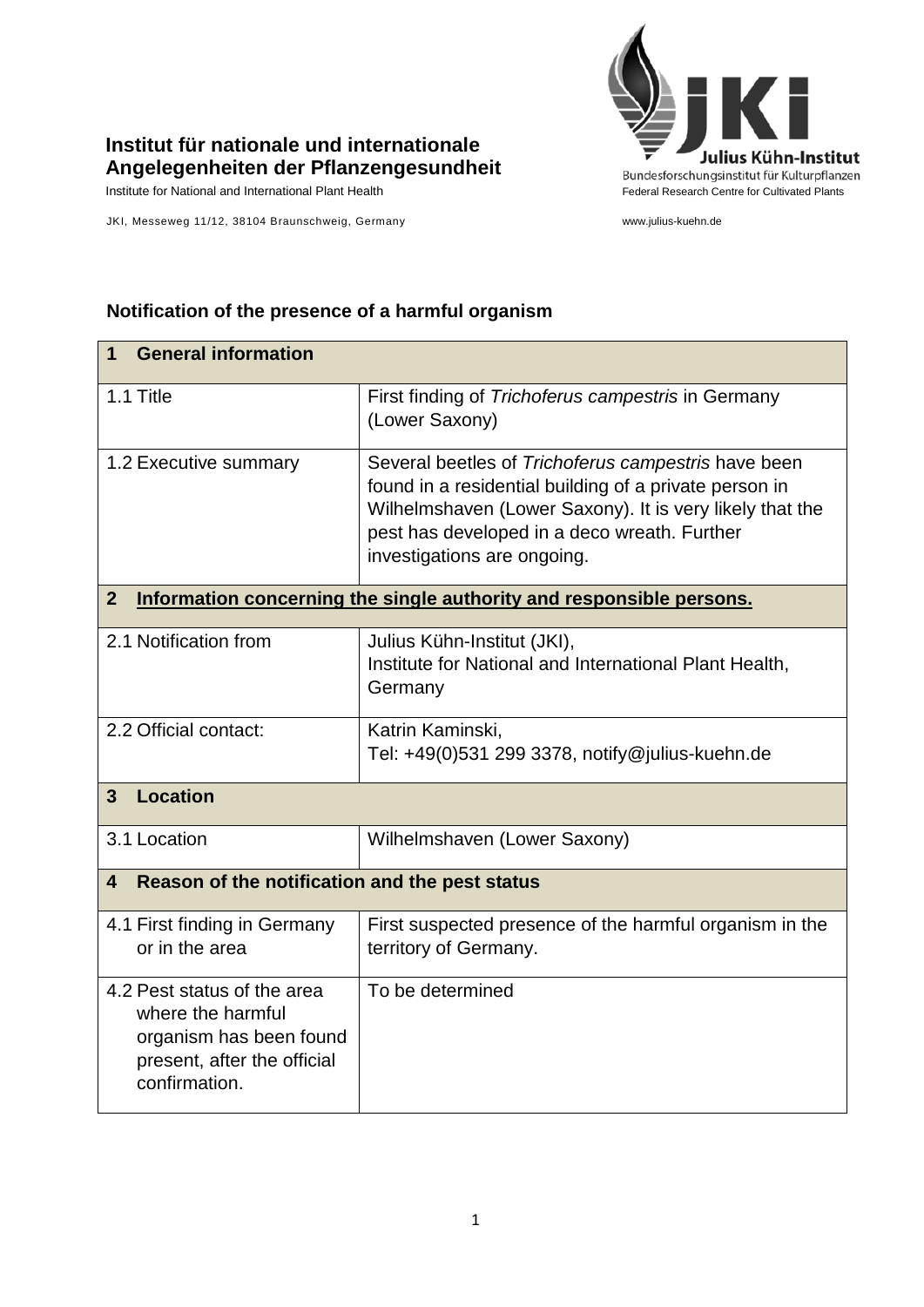**Institut für nationale und internationale Angelegenheiten der Pflanzengesundheit**

Institute for National and International Plant Health

JKI, Messeweg 11/12, 38104 Braunschweig, Germany

Julius Kühn-Institut
Bundesforschungsinstitut für Kulturpflanzen
Federal Research Centre for Cultivated Plants

www.julius-kuehn.de

## Notification of the presence of a harmful organism

| **1 General information** | |
|---|---|
| 1.1 Title | First finding of *Trichoferus campestris* in Germany (Lower Saxony) |
| 1.2 Executive summary | Several beetles of *Trichoferus campestris* have been found in a residential building of a private person in Wilhelmshaven (Lower Saxony). It is very likely that the pest has developed in a deco wreath. Further investigations are ongoing. |
| **2 Information concerning the single authority and responsible persons.** | |
| 2.1 Notification from | Julius Kühn-Institut (JKI), Institute for National and International Plant Health, Germany |
| 2.2 Official contact: | Katrin Kaminski, Tel: +49(0)531 299 3378, notify@julius-kuehn.de |
| **3 Location** | |
| 3.1 Location | Wilhelmshaven (Lower Saxony) |
| **4 Reason of the notification and the pest status** | |
| 4.1 First finding in Germany or in the area | First suspected presence of the harmful organism in the territory of Germany. |
| 4.2 Pest status of the area where the harmful organism has been found present, after the official confirmation. | To be determined |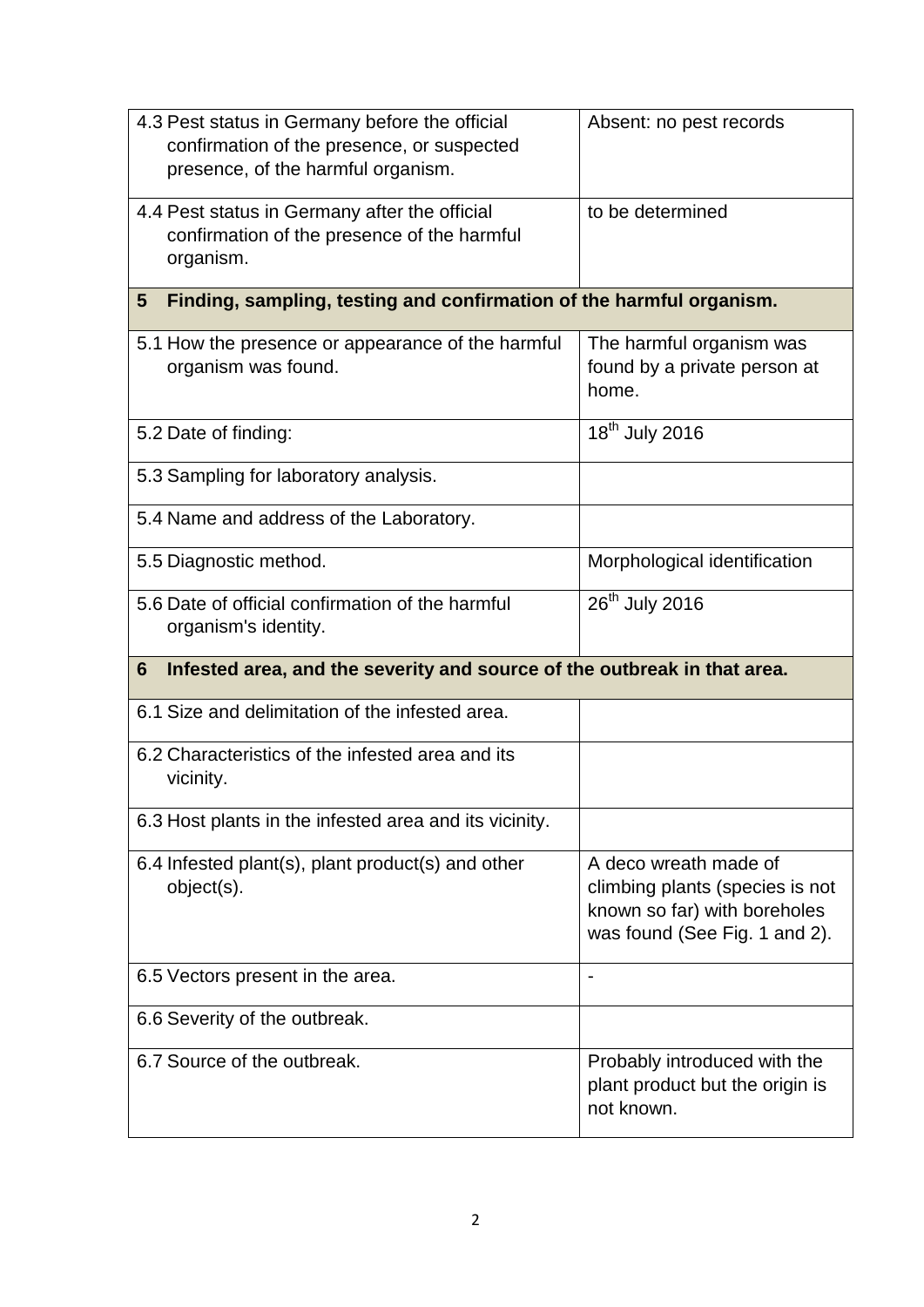| | |
|---|---|
| 4.3 Pest status in Germany before the official confirmation of the presence, or suspected presence, of the harmful organism. | Absent: no pest records |
| 4.4 Pest status in Germany after the official confirmation of the presence of the harmful organism. | to be determined |
| **5 Finding, sampling, testing and confirmation of the harmful organism.** | |
| 5.1 How the presence or appearance of the harmful organism was found. | The harmful organism was found by a private person at home. |
| 5.2 Date of finding: | 18th July 2016 |
| 5.3 Sampling for laboratory analysis. | |
| 5.4 Name and address of the Laboratory. | |
| 5.5 Diagnostic method. | Morphological identification |
| 5.6 Date of official confirmation of the harmful organism's identity. | 26th July 2016 |
| **6 Infested area, and the severity and source of the outbreak in that area.** | |
| 6.1 Size and delimitation of the infested area. | |
| 6.2 Characteristics of the infested area and its vicinity. | |
| 6.3 Host plants in the infested area and its vicinity. | |
| 6.4 Infested plant(s), plant product(s) and other object(s). | A deco wreath made of climbing plants (species is not known so far) with boreholes was found (See Fig. 1 and 2). |
| 6.5 Vectors present in the area. | - |
| 6.6 Severity of the outbreak. | |
| 6.7 Source of the outbreak. | Probably introduced with the plant product but the origin is not known. |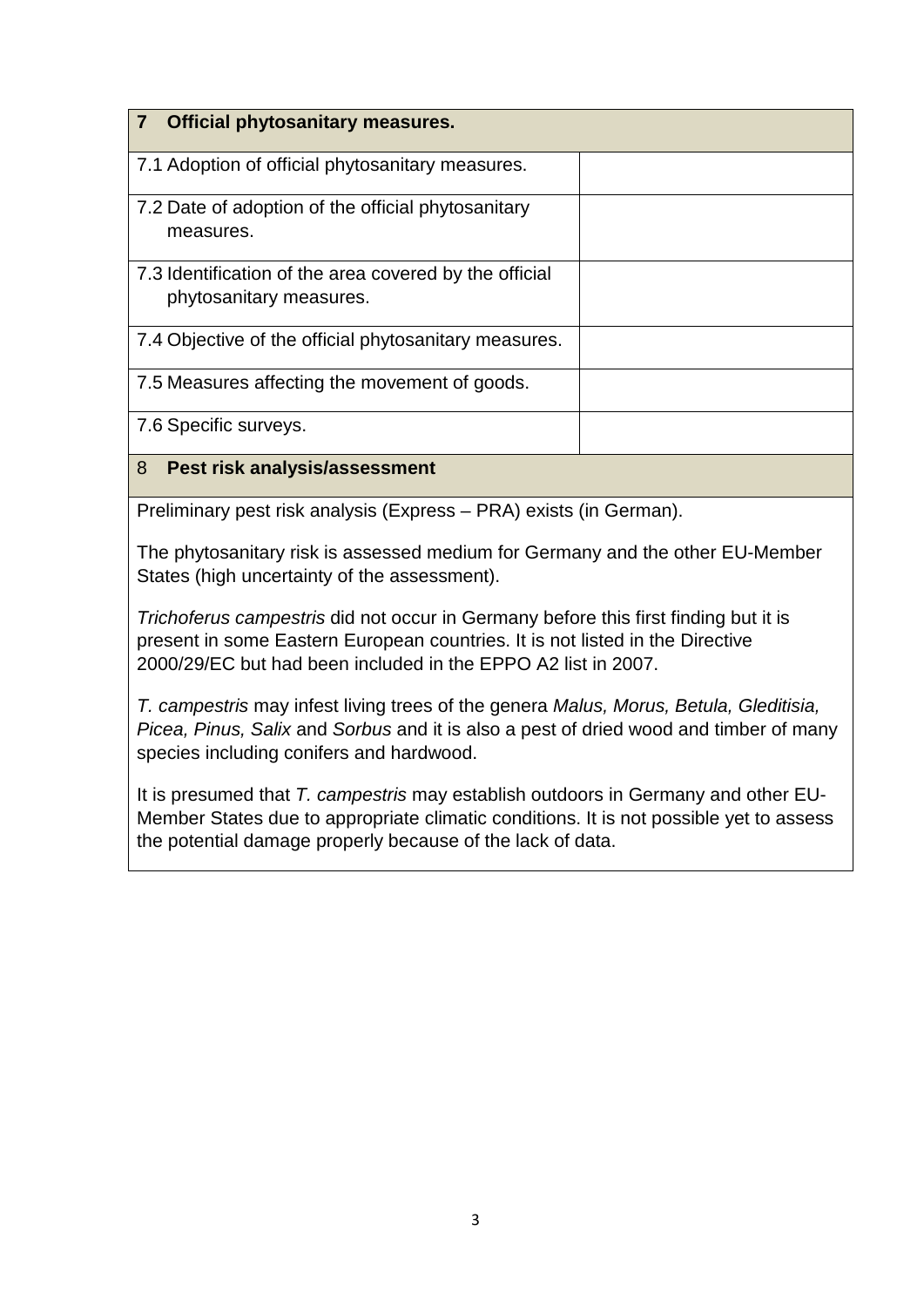| **7 Official phytosanitary measures.** | |
|---|---|
| 7.1 Adoption of official phytosanitary measures. | |
| 7.2 Date of adoption of the official phytosanitary measures. | |
| 7.3 Identification of the area covered by the official phytosanitary measures. | |
| 7.4 Objective of the official phytosanitary measures. | |
| 7.5 Measures affecting the movement of goods. | |
| 7.6 Specific surveys. | |

## 8 Pest risk analysis/assessment

Preliminary pest risk analysis (Express – PRA) exists (in German).

The phytosanitary risk is assessed medium for Germany and the other EU-Member States (high uncertainty of the assessment).

*Trichoferus campestris* did not occur in Germany before this first finding but it is present in some Eastern European countries. It is not listed in the Directive 2000/29/EC but had been included in the EPPO A2 list in 2007.

*T. campestris* may infest living trees of the genera *Malus, Morus, Betula, Gleditisia, Picea, Pinus, Salix* and *Sorbus* and it is also a pest of dried wood and timber of many species including conifers and hardwood.

It is presumed that *T. campestris* may establish outdoors in Germany and other EU-Member States due to appropriate climatic conditions. It is not possible yet to assess the potential damage properly because of the lack of data.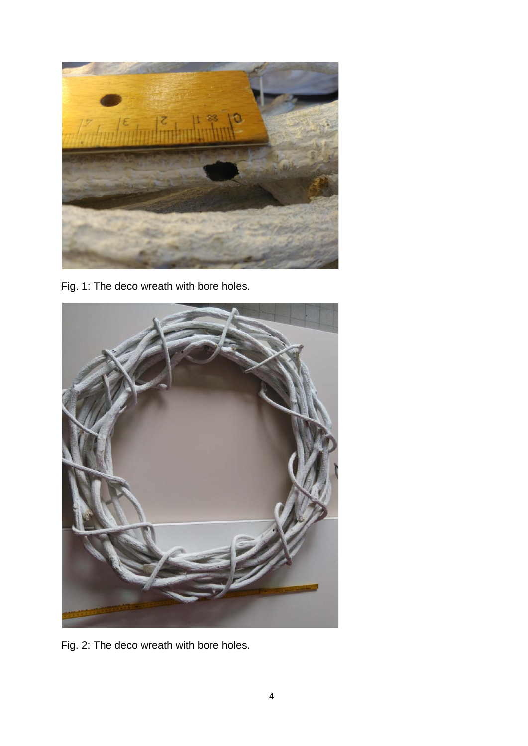Fig. 1: The deco wreath with bore holes.

Fig. 2: The deco wreath with bore holes.